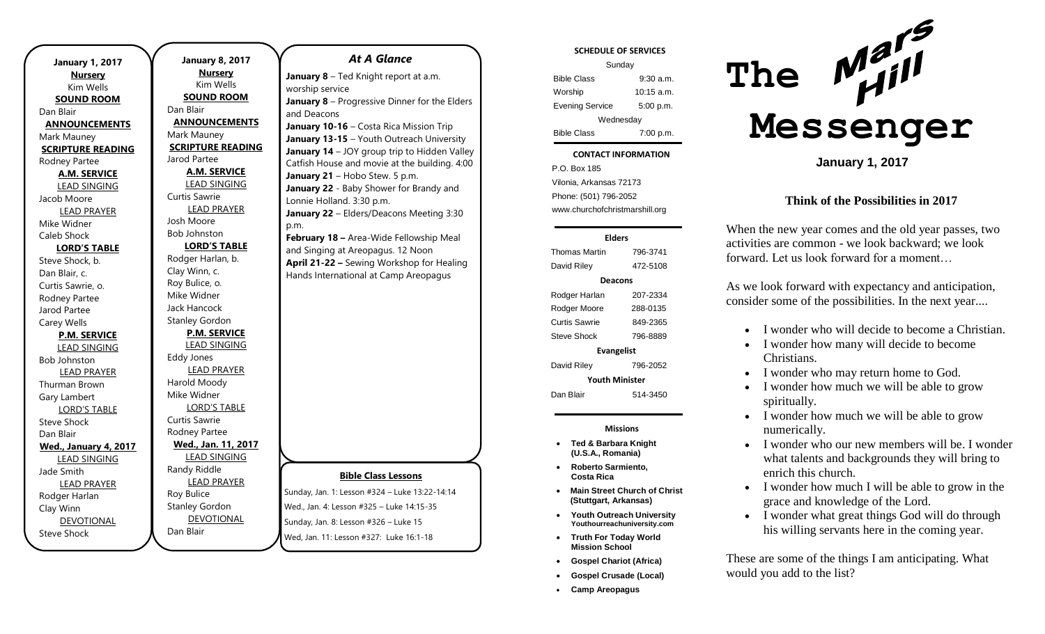**January 1, 2017**

**Nursery**

Kim Wells

**SOUND ROOM**

Dan Blair

**ANNOUNCEMENTS**

Mark Mauney

**SCRIPTURE READING**

Rodney Partee

**A.M. SERVICE**

LEAD SINGING

Jacob Moore

LEAD PRAYER

Mike Widner

Caleb Shock

**LORD'S TABLE**

Steve Shock, b.

Dan Blair, c.

Curtis Sawrie, o.

Rodney Partee

Jarod Partee

Carey Wells

**P.M. SERVICE**

LEAD SINGING

Bob Johnston

LEAD PRAYER

Thurman Brown

Gary Lambert

LORD'S TABLE

Steve Shock

Dan Blair

**Wed., January 4, 2017**

LEAD SINGING

Jade Smith

LEAD PRAYER

Rodger Harlan

Clay Winn

DEVOTIONAL

Steve Shock

**January 8, 2017**

**Nursery**

Kim Wells

**SOUND ROOM**

Dan Blair

**ANNOUNCEMENTS**

Mark Mauney

**SCRIPTURE READING**

Jarod Partee

**A.M. SERVICE**

LEAD SINGING

Curtis Sawrie

LEAD PRAYER

Josh Moore

Bob Johnston

**LORD'S TABLE**

Rodger Harlan, b.

Clay Winn, c.

Roy Bulice, o.

Mike Widner

Jack Hancock

Stanley Gordon

**P.M. SERVICE**

LEAD SINGING

Eddy Jones

LEAD PRAYER

Harold Moody

Mike Widner

LORD'S TABLE

Curtis Sawrie

Rodney Partee

**Wed., Jan. 11, 2017**

LEAD SINGING

Randy Riddle

LEAD PRAYER

Roy Bulice

Stanley Gordon

DEVOTIONAL

Dan Blair

## *At A Glance*

**January 8** – Ted Knight report at a.m. worship service

**January 8** – Progressive Dinner for the Elders and Deacons

**January 10-16** – Costa Rica Mission Trip

**January 13-15** – Youth Outreach University

**January 14** – JOY group trip to Hidden Valley Catfish House and movie at the building. 4:00

**January 21** – Hobo Stew. 5 p.m.

**January 22** - Baby Shower for Brandy and Lonnie Holland. 3:30 p.m.

**January 22** – Elders/Deacons Meeting 3:30 p.m.

**February 18 –** Area-Wide Fellowship Meal and Singing at Areopagus. 12 Noon

**April 21-22 –** Sewing Workshop for Healing Hands International at Camp Areopagus

**Bible Class Lessons**

Sunday, Jan. 1: Lesson #324 – Luke 13:22-14:14

Wed., Jan. 4: Lesson #325 – Luke 14:15-35

Sunday, Jan. 8: Lesson #326 – Luke 15

Wed, Jan. 11: Lesson #327: Luke 16:1-18

**SCHEDULE OF SERVICES**

| Sunday | |
|---|---|
| Bible Class | 9:30 a.m. |
| Worship | 10:15 a.m. |
| Evening Service | 5:00 p.m. |
| Wednesday | |
| Bible Class | 7:00 p.m. |

**CONTACT INFORMATION**

P.O. Box 185

Vilonia, Arkansas 72173

Phone: (501) 796-2052

www.churchofchristmarshill.org

**Elders**

| | |
|---|---|
| Thomas Martin | 796-3741 |
| David Riley | 472-5108 |

**Deacons**

| | |
|---|---|
| Rodger Harlan | 207-2334 |
| Rodger Moore | 288-0135 |
| Curtis Sawrie | 849-2365 |
| Steve Shock | 796-8889 |

**Evangelist**

| | |
|---|---|
| David Riley | 796-2052 |

**Youth Minister**

| | |
|---|---|
| Dan Blair | 514-3450 |

**Missions**

- **Ted & Barbara Knight (U.S.A., Romania)**
- **Roberto Sarmiento, Costa Rica**
- **Main Street Church of Christ (Stuttgart, Arkansas)**
- **Youth Outreach University Youthourreachuniversity.com**
- **Truth For Today World Mission School**
- **Gospel Chariot (Africa)**
- **Gospel Crusade (Local)**
- **Camp Areopagus**

# The Mars Hill Messenger

**January 1, 2017**

## Think of the Possibilities in 2017

When the new year comes and the old year passes, two activities are common - we look backward; we look forward. Let us look forward for a moment…

As we look forward with expectancy and anticipation, consider some of the possibilities. In the next year....

- I wonder who will decide to become a Christian.
- I wonder how many will decide to become Christians.
- I wonder who may return home to God.
- I wonder how much we will be able to grow spiritually.
- I wonder how much we will be able to grow numerically.
- I wonder who our new members will be. I wonder what talents and backgrounds they will bring to enrich this church.
- I wonder how much I will be able to grow in the grace and knowledge of the Lord.
- I wonder what great things God will do through his willing servants here in the coming year.

These are some of the things I am anticipating. What would you add to the list?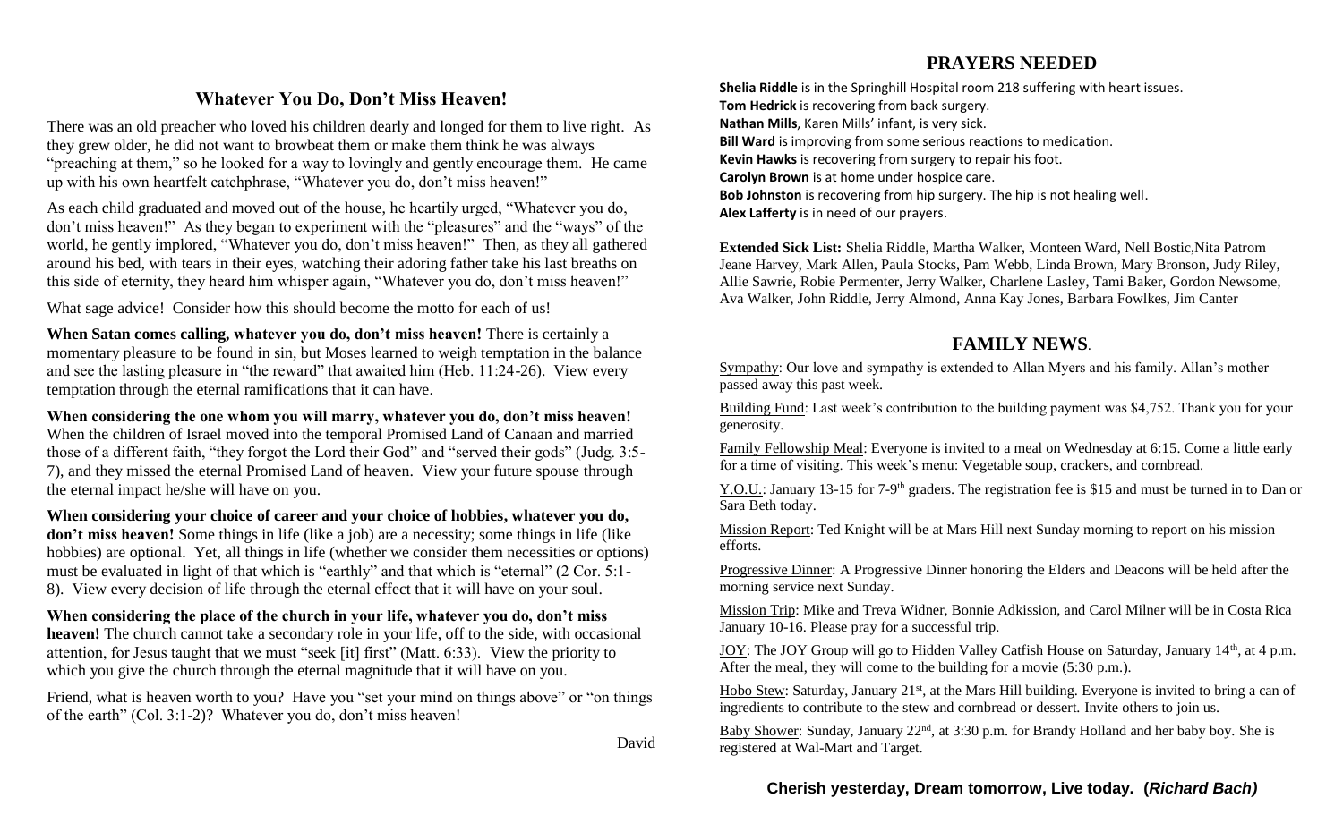## Whatever You Do, Don't Miss Heaven!

There was an old preacher who loved his children dearly and longed for them to live right. As they grew older, he did not want to browbeat them or make them think he was always "preaching at them," so he looked for a way to lovingly and gently encourage them. He came up with his own heartfelt catchphrase, "Whatever you do, don't miss heaven!"

As each child graduated and moved out of the house, he heartily urged, "Whatever you do, don't miss heaven!" As they began to experiment with the "pleasures" and the "ways" of the world, he gently implored, "Whatever you do, don't miss heaven!" Then, as they all gathered around his bed, with tears in their eyes, watching their adoring father take his last breaths on this side of eternity, they heard him whisper again, "Whatever you do, don't miss heaven!"

What sage advice! Consider how this should become the motto for each of us!

**When Satan comes calling, whatever you do, don't miss heaven!** There is certainly a momentary pleasure to be found in sin, but Moses learned to weigh temptation in the balance and see the lasting pleasure in "the reward" that awaited him (Heb. 11:24-26). View every temptation through the eternal ramifications that it can have.

**When considering the one whom you will marry, whatever you do, don't miss heaven!** When the children of Israel moved into the temporal Promised Land of Canaan and married those of a different faith, "they forgot the Lord their God" and "served their gods" (Judg. 3:5-7), and they missed the eternal Promised Land of heaven. View your future spouse through the eternal impact he/she will have on you.

**When considering your choice of career and your choice of hobbies, whatever you do, don't miss heaven!** Some things in life (like a job) are a necessity; some things in life (like hobbies) are optional. Yet, all things in life (whether we consider them necessities or options) must be evaluated in light of that which is "earthly" and that which is "eternal" (2 Cor. 5:1-8). View every decision of life through the eternal effect that it will have on your soul.

**When considering the place of the church in your life, whatever you do, don't miss heaven!** The church cannot take a secondary role in your life, off to the side, with occasional attention, for Jesus taught that we must "seek [it] first" (Matt. 6:33). View the priority to which you give the church through the eternal magnitude that it will have on you.

Friend, what is heaven worth to you? Have you "set your mind on things above" or "on things of the earth" (Col. 3:1-2)? Whatever you do, don't miss heaven!

David

## PRAYERS NEEDED

**Shelia Riddle** is in the Springhill Hospital room 218 suffering with heart issues.
**Tom Hedrick** is recovering from back surgery.
**Nathan Mills**, Karen Mills' infant, is very sick.
**Bill Ward** is improving from some serious reactions to medication.
**Kevin Hawks** is recovering from surgery to repair his foot.
**Carolyn Brown** is at home under hospice care.
**Bob Johnston** is recovering from hip surgery. The hip is not healing well.
**Alex Lafferty** is in need of our prayers.

**Extended Sick List:** Shelia Riddle, Martha Walker, Monteen Ward, Nell Bostic,Nita Patrom Jeane Harvey, Mark Allen, Paula Stocks, Pam Webb, Linda Brown, Mary Bronson, Judy Riley, Allie Sawrie, Robie Permenter, Jerry Walker, Charlene Lasley, Tami Baker, Gordon Newsome, Ava Walker, John Riddle, Jerry Almond, Anna Kay Jones, Barbara Fowlkes, Jim Canter

## FAMILY NEWS.

Sympathy: Our love and sympathy is extended to Allan Myers and his family. Allan's mother passed away this past week.

Building Fund: Last week's contribution to the building payment was $4,752. Thank you for your generosity.

Family Fellowship Meal: Everyone is invited to a meal on Wednesday at 6:15. Come a little early for a time of visiting. This week's menu: Vegetable soup, crackers, and cornbread.

Y.O.U.: January 13-15 for 7-9th graders. The registration fee is $15 and must be turned in to Dan or Sara Beth today.

Mission Report: Ted Knight will be at Mars Hill next Sunday morning to report on his mission efforts.

Progressive Dinner: A Progressive Dinner honoring the Elders and Deacons will be held after the morning service next Sunday.

Mission Trip: Mike and Treva Widner, Bonnie Adkission, and Carol Milner will be in Costa Rica January 10-16. Please pray for a successful trip.

JOY: The JOY Group will go to Hidden Valley Catfish House on Saturday, January 14th, at 4 p.m. After the meal, they will come to the building for a movie (5:30 p.m.).

Hobo Stew: Saturday, January 21st, at the Mars Hill building. Everyone is invited to bring a can of ingredients to contribute to the stew and cornbread or dessert. Invite others to join us.

Baby Shower: Sunday, January 22nd, at 3:30 p.m. for Brandy Holland and her baby boy. She is registered at Wal-Mart and Target.

**Cherish yesterday, Dream tomorrow, Live today. (*Richard Bach)***